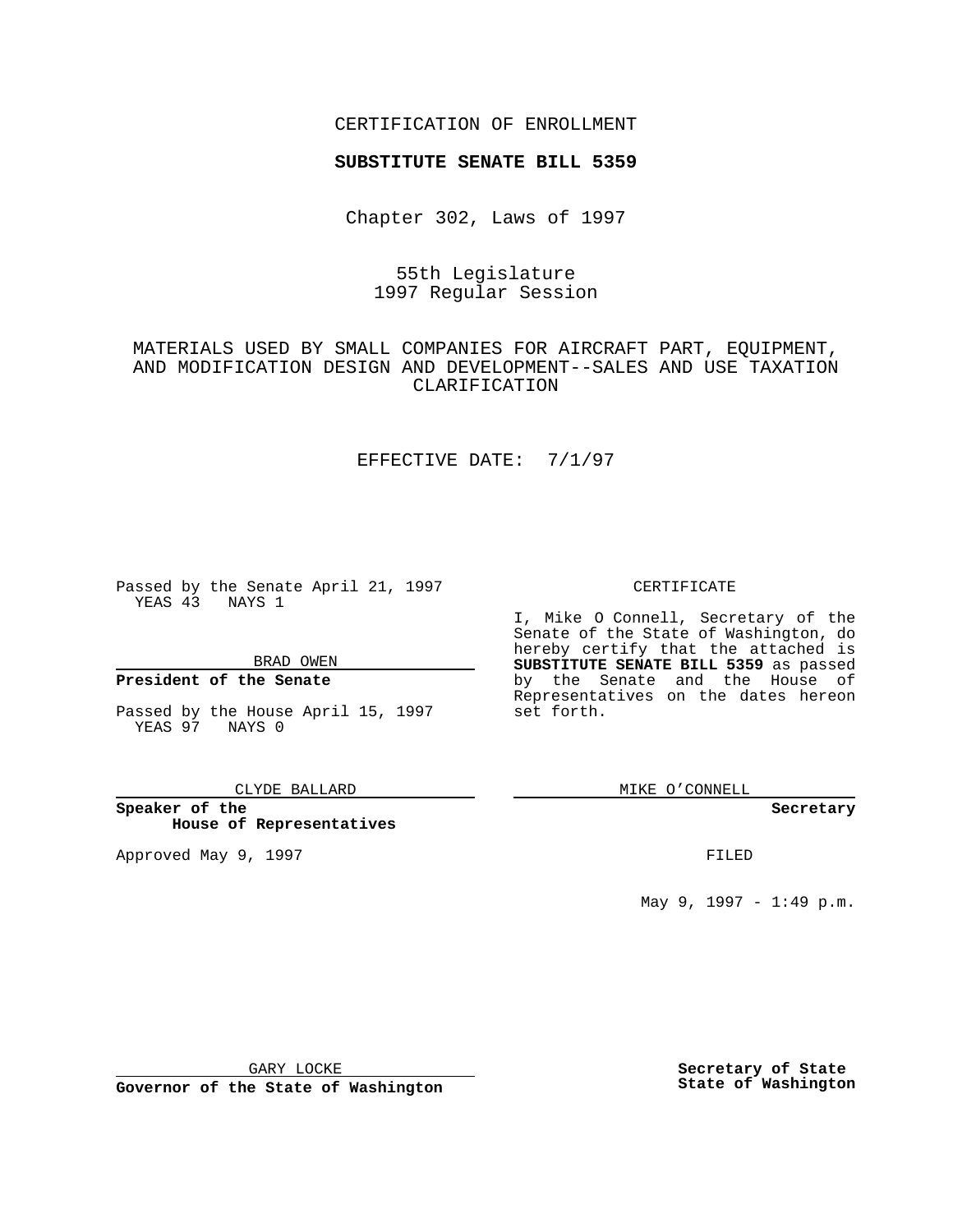CERTIFICATION OF ENROLLMENT

**SUBSTITUTE SENATE BILL 5359**

Chapter 302, Laws of 1997

55th Legislature
1997 Regular Session

MATERIALS USED BY SMALL COMPANIES FOR AIRCRAFT PART, EQUIPMENT, AND MODIFICATION DESIGN AND DEVELOPMENT--SALES AND USE TAXATION CLARIFICATION

EFFECTIVE DATE: 7/1/97

Passed by the Senate April 21, 1997
YEAS 43 NAYS 1

BRAD OWEN

**President of the Senate**

Passed by the House April 15, 1997
YEAS 97 NAYS 0

CLYDE BALLARD

**Speaker of the House of Representatives**

Approved May 9, 1997

GARY LOCKE

**Governor of the State of Washington**

CERTIFICATE

I, Mike O Connell, Secretary of the Senate of the State of Washington, do hereby certify that the attached is **SUBSTITUTE SENATE BILL 5359** as passed by the Senate and the House of Representatives on the dates hereon set forth.

MIKE O'CONNELL

**Secretary**

FILED

May 9, 1997 - 1:49 p.m.

**Secretary of State**
**State of Washington**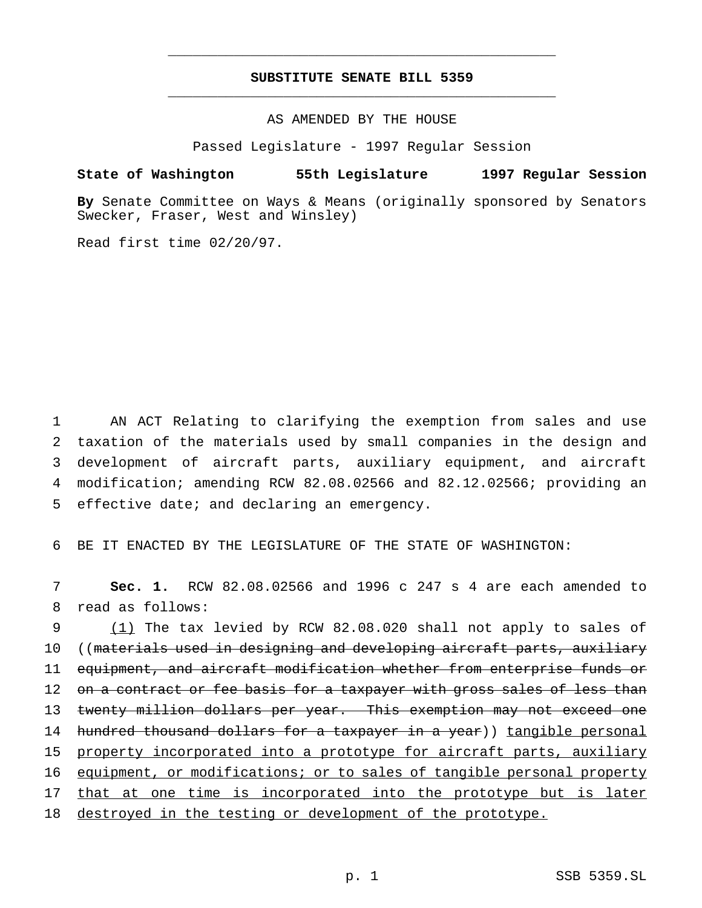**SUBSTITUTE SENATE BILL 5359**

AS AMENDED BY THE HOUSE

Passed Legislature - 1997 Regular Session

**State of Washington 55th Legislature 1997 Regular Session**

**By** Senate Committee on Ways & Means (originally sponsored by Senators Swecker, Fraser, West and Winsley)

Read first time 02/20/97.

AN ACT Relating to clarifying the exemption from sales and use taxation of the materials used by small companies in the design and development of aircraft parts, auxiliary equipment, and aircraft modification; amending RCW 82.08.02566 and 82.12.02566; providing an effective date; and declaring an emergency.

BE IT ENACTED BY THE LEGISLATURE OF THE STATE OF WASHINGTON:

**Sec. 1.** RCW 82.08.02566 and 1996 c 247 s 4 are each amended to read as follows:

(1) The tax levied by RCW 82.08.020 shall not apply to sales of ((~~materials used in designing and developing aircraft parts, auxiliary equipment, and aircraft modification whether from enterprise funds or on a contract or fee basis for a taxpayer with gross sales of less than twenty million dollars per year. This exemption may not exceed one hundred thousand dollars for a taxpayer in a year~~)) tangible personal property incorporated into a prototype for aircraft parts, auxiliary equipment, or modifications; or to sales of tangible personal property that at one time is incorporated into the prototype but is later destroyed in the testing or development of the prototype.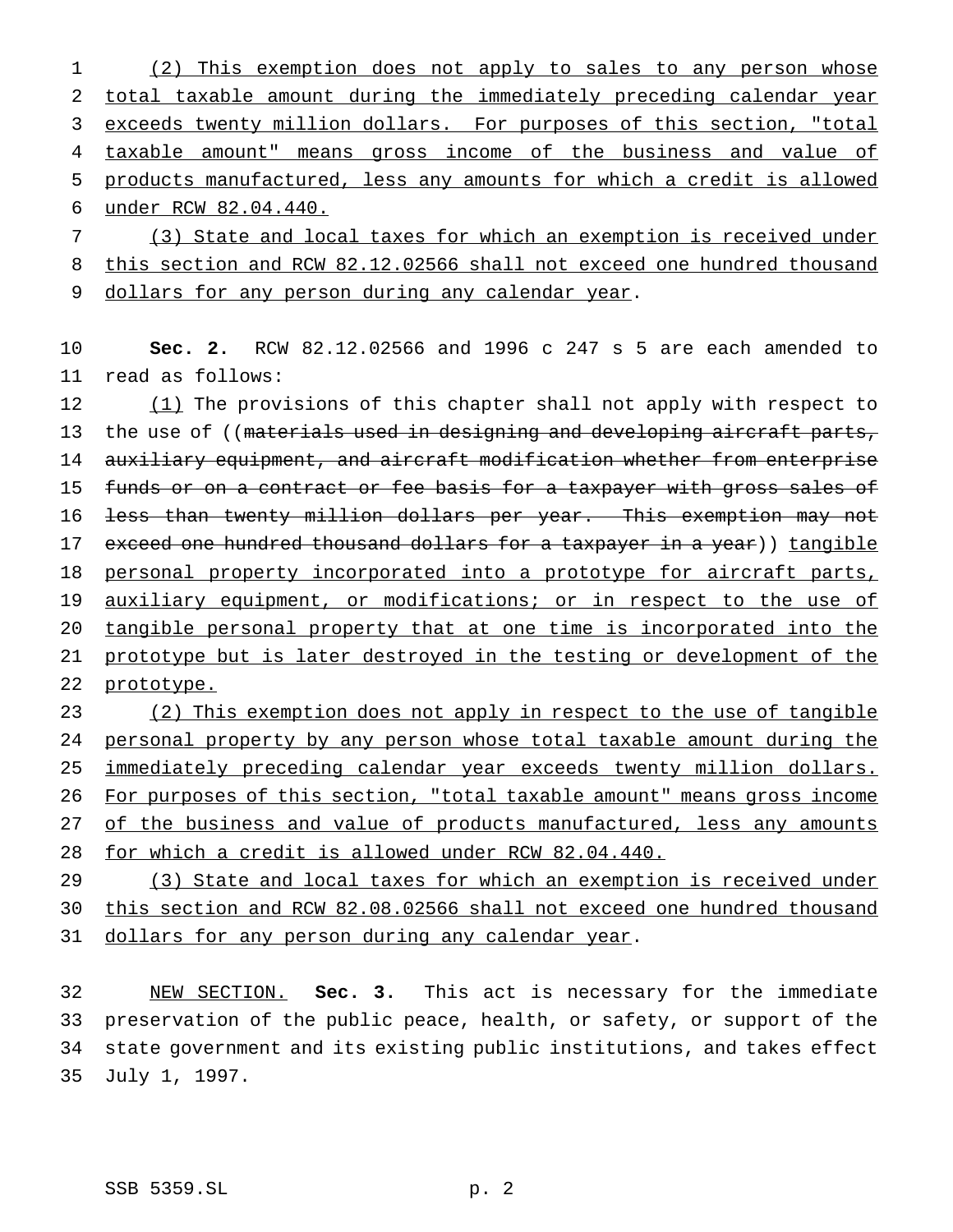(2) This exemption does not apply to sales to any person whose total taxable amount during the immediately preceding calendar year exceeds twenty million dollars. For purposes of this section, "total taxable amount" means gross income of the business and value of products manufactured, less any amounts for which a credit is allowed under RCW 82.04.440.

(3) State and local taxes for which an exemption is received under this section and RCW 82.12.02566 shall not exceed one hundred thousand dollars for any person during any calendar year.

**Sec. 2.** RCW 82.12.02566 and 1996 c 247 s 5 are each amended to read as follows:

(1) The provisions of this chapter shall not apply with respect to the use of ((~~materials used in designing and developing aircraft parts, auxiliary equipment, and aircraft modification whether from enterprise funds or on a contract or fee basis for a taxpayer with gross sales of less than twenty million dollars per year. This exemption may not exceed one hundred thousand dollars for a taxpayer in a year~~)) tangible personal property incorporated into a prototype for aircraft parts, auxiliary equipment, or modifications; or in respect to the use of tangible personal property that at one time is incorporated into the prototype but is later destroyed in the testing or development of the prototype.

(2) This exemption does not apply in respect to the use of tangible personal property by any person whose total taxable amount during the immediately preceding calendar year exceeds twenty million dollars. For purposes of this section, "total taxable amount" means gross income of the business and value of products manufactured, less any amounts for which a credit is allowed under RCW 82.04.440.

(3) State and local taxes for which an exemption is received under this section and RCW 82.08.02566 shall not exceed one hundred thousand dollars for any person during any calendar year.

NEW SECTION. **Sec. 3.** This act is necessary for the immediate preservation of the public peace, health, or safety, or support of the state government and its existing public institutions, and takes effect July 1, 1997.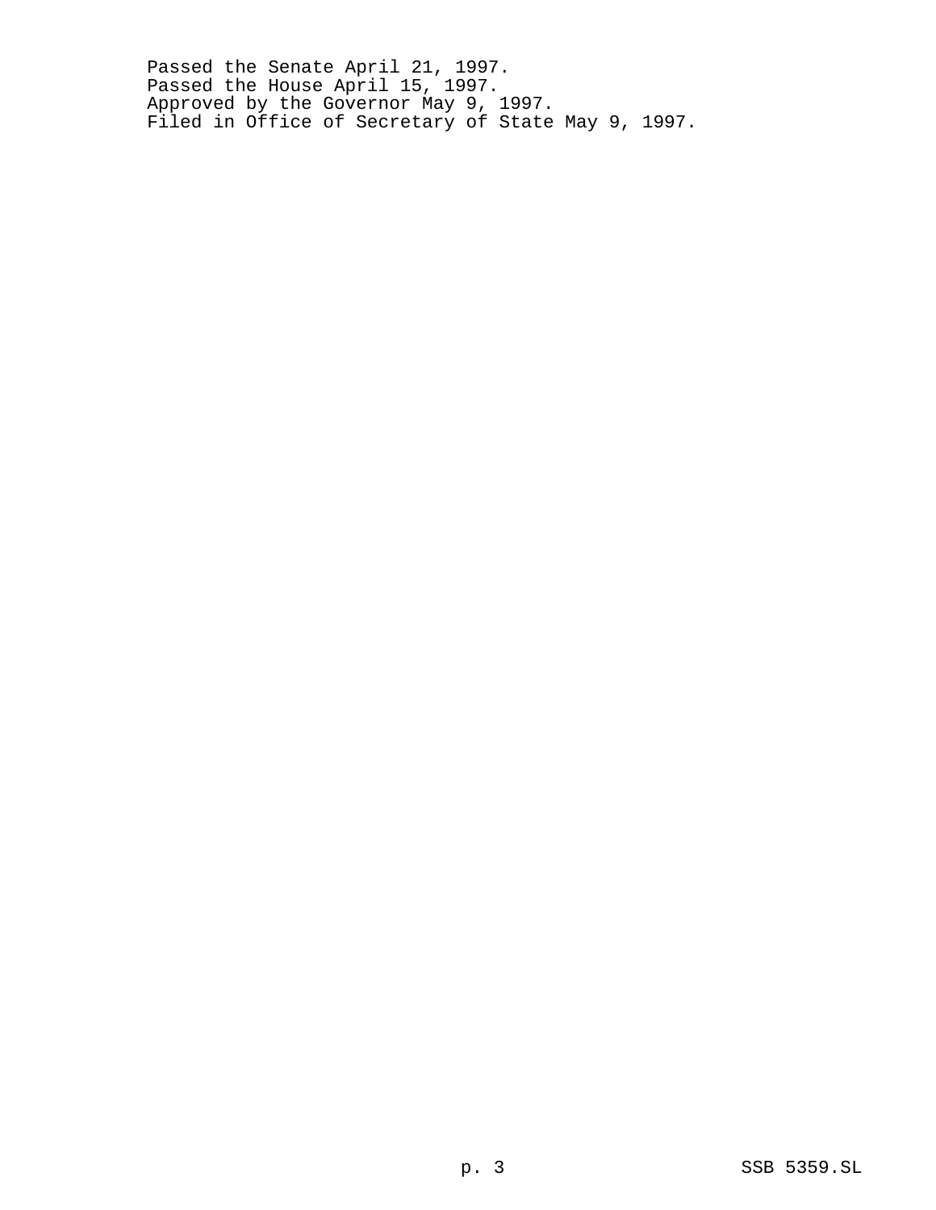Passed the Senate April 21, 1997.
Passed the House April 15, 1997.
Approved by the Governor May 9, 1997.
Filed in Office of Secretary of State May 9, 1997.